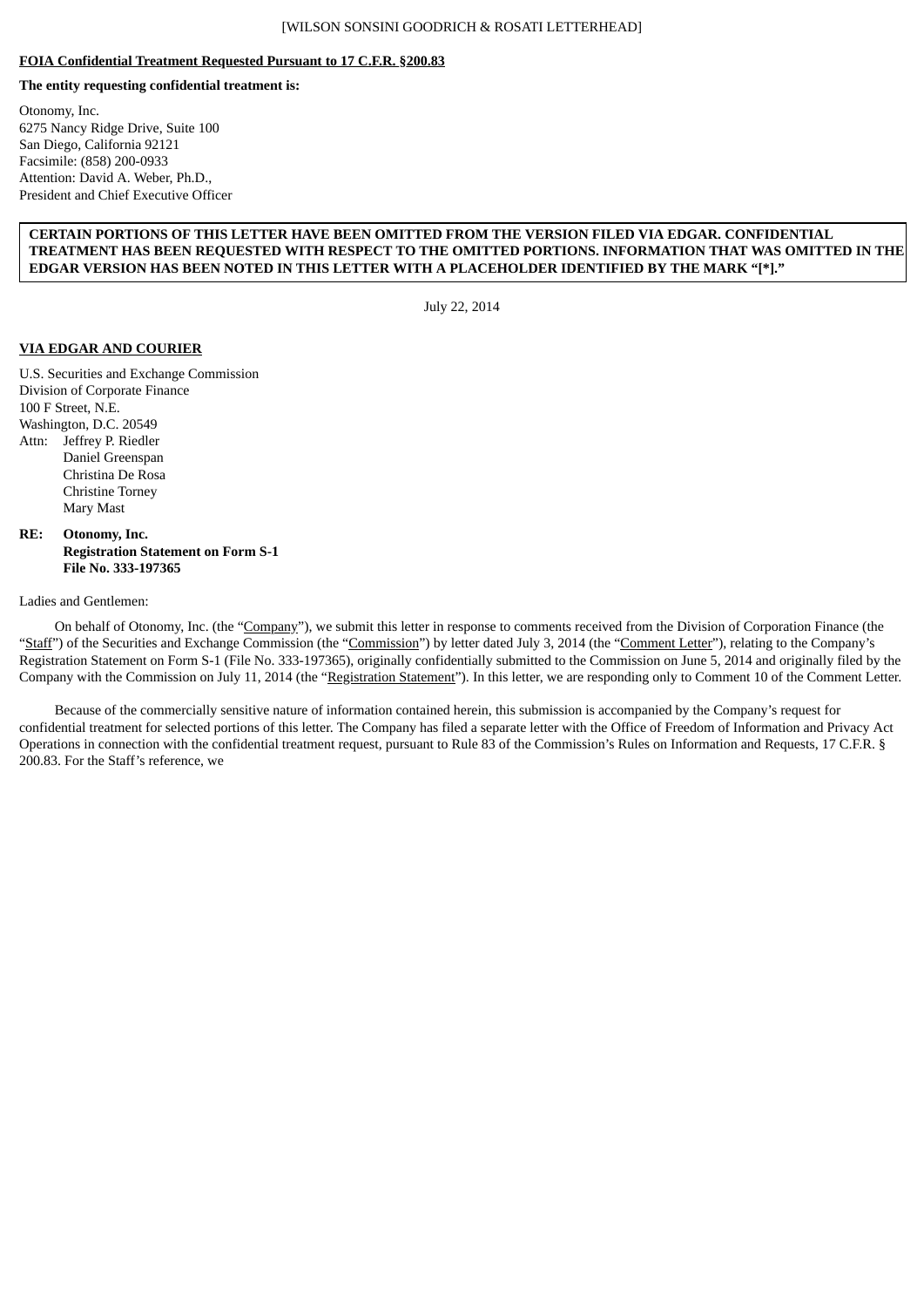[WILSON SONSINI GOODRICH & ROSATI LETTERHEAD]

**FOIA Confidential Treatment Requested Pursuant to 17 C.F.R. §200.83**

**The entity requesting confidential treatment is:**

Otonomy, Inc.
6275 Nancy Ridge Drive, Suite 100
San Diego, California 92121
Facsimile: (858) 200-0933
Attention: David A. Weber, Ph.D.,
President and Chief Executive Officer

**CERTAIN PORTIONS OF THIS LETTER HAVE BEEN OMITTED FROM THE VERSION FILED VIA EDGAR. CONFIDENTIAL TREATMENT HAS BEEN REQUESTED WITH RESPECT TO THE OMITTED PORTIONS. INFORMATION THAT WAS OMITTED IN THE EDGAR VERSION HAS BEEN NOTED IN THIS LETTER WITH A PLACEHOLDER IDENTIFIED BY THE MARK "[*]."**

July 22, 2014

**VIA EDGAR AND COURIER**

U.S. Securities and Exchange Commission
Division of Corporate Finance
100 F Street, N.E.
Washington, D.C. 20549
Attn: Jeffrey P. Riedler
Daniel Greenspan
Christina De Rosa
Christine Torney
Mary Mast

**RE: Otonomy, Inc.**
**Registration Statement on Form S-1**
**File No. 333-197365**

Ladies and Gentlemen:

On behalf of Otonomy, Inc. (the "Company"), we submit this letter in response to comments received from the Division of Corporation Finance (the "Staff") of the Securities and Exchange Commission (the "Commission") by letter dated July 3, 2014 (the "Comment Letter"), relating to the Company's Registration Statement on Form S-1 (File No. 333-197365), originally confidentially submitted to the Commission on June 5, 2014 and originally filed by the Company with the Commission on July 11, 2014 (the "Registration Statement"). In this letter, we are responding only to Comment 10 of the Comment Letter.

Because of the commercially sensitive nature of information contained herein, this submission is accompanied by the Company's request for confidential treatment for selected portions of this letter. The Company has filed a separate letter with the Office of Freedom of Information and Privacy Act Operations in connection with the confidential treatment request, pursuant to Rule 83 of the Commission's Rules on Information and Requests, 17 C.F.R. § 200.83. For the Staff's reference, we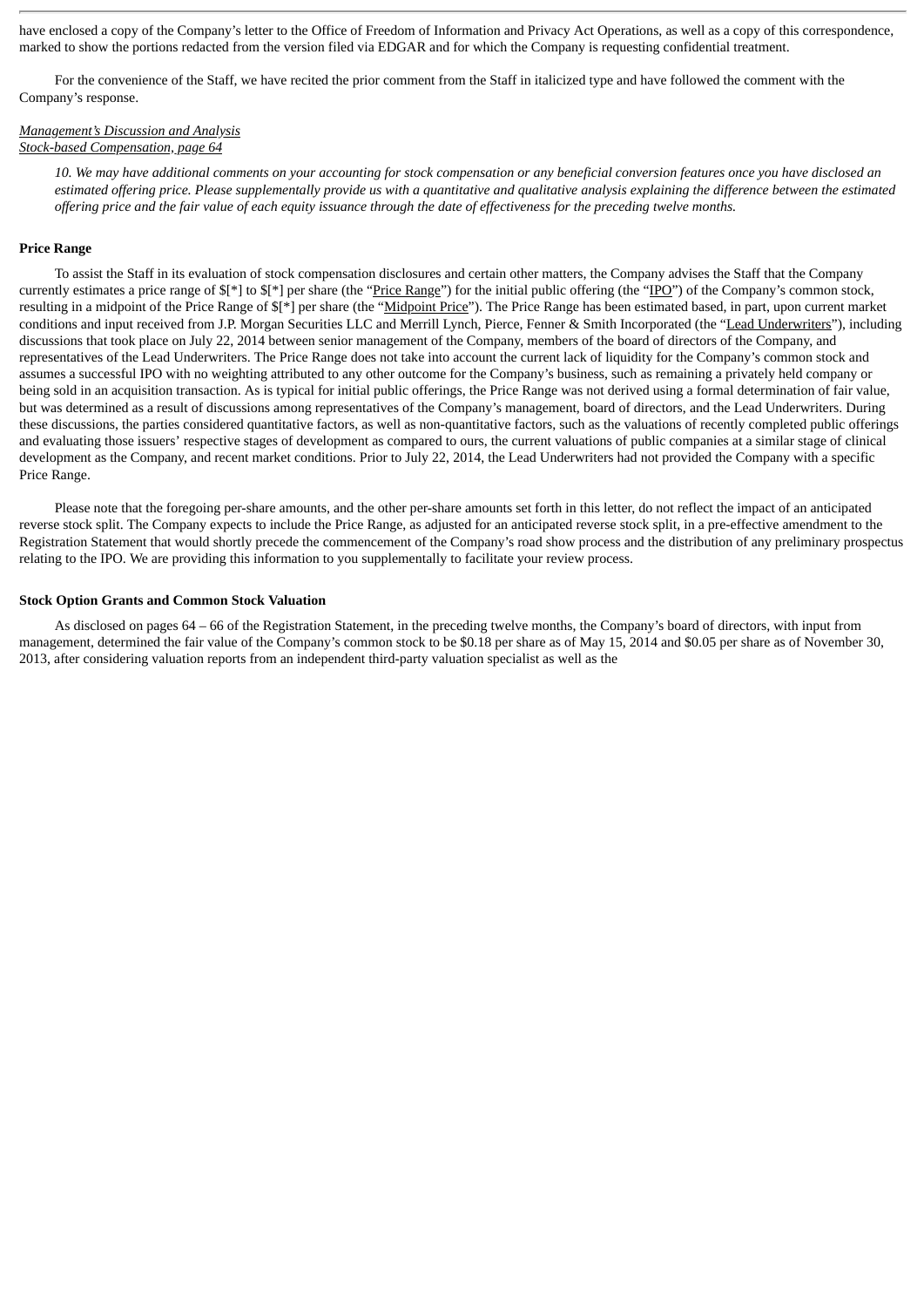have enclosed a copy of the Company's letter to the Office of Freedom of Information and Privacy Act Operations, as well as a copy of this correspondence, marked to show the portions redacted from the version filed via EDGAR and for which the Company is requesting confidential treatment.

For the convenience of the Staff, we have recited the prior comment from the Staff in italicized type and have followed the comment with the Company's response.

*Management's Discussion and Analysis*
*Stock-based Compensation, page 64*

*10. We may have additional comments on your accounting for stock compensation or any beneficial conversion features once you have disclosed an estimated offering price. Please supplementally provide us with a quantitative and qualitative analysis explaining the difference between the estimated offering price and the fair value of each equity issuance through the date of effectiveness for the preceding twelve months.*

**Price Range**

To assist the Staff in its evaluation of stock compensation disclosures and certain other matters, the Company advises the Staff that the Company currently estimates a price range of $[*] to $[*] per share (the "Price Range") for the initial public offering (the "IPO") of the Company's common stock, resulting in a midpoint of the Price Range of $[*] per share (the "Midpoint Price"). The Price Range has been estimated based, in part, upon current market conditions and input received from J.P. Morgan Securities LLC and Merrill Lynch, Pierce, Fenner & Smith Incorporated (the "Lead Underwriters"), including discussions that took place on July 22, 2014 between senior management of the Company, members of the board of directors of the Company, and representatives of the Lead Underwriters. The Price Range does not take into account the current lack of liquidity for the Company's common stock and assumes a successful IPO with no weighting attributed to any other outcome for the Company's business, such as remaining a privately held company or being sold in an acquisition transaction. As is typical for initial public offerings, the Price Range was not derived using a formal determination of fair value, but was determined as a result of discussions among representatives of the Company's management, board of directors, and the Lead Underwriters. During these discussions, the parties considered quantitative factors, as well as non-quantitative factors, such as the valuations of recently completed public offerings and evaluating those issuers' respective stages of development as compared to ours, the current valuations of public companies at a similar stage of clinical development as the Company, and recent market conditions. Prior to July 22, 2014, the Lead Underwriters had not provided the Company with a specific Price Range.

Please note that the foregoing per-share amounts, and the other per-share amounts set forth in this letter, do not reflect the impact of an anticipated reverse stock split. The Company expects to include the Price Range, as adjusted for an anticipated reverse stock split, in a pre-effective amendment to the Registration Statement that would shortly precede the commencement of the Company's road show process and the distribution of any preliminary prospectus relating to the IPO. We are providing this information to you supplementally to facilitate your review process.

**Stock Option Grants and Common Stock Valuation**

As disclosed on pages 64 – 66 of the Registration Statement, in the preceding twelve months, the Company's board of directors, with input from management, determined the fair value of the Company's common stock to be $0.18 per share as of May 15, 2014 and $0.05 per share as of November 30, 2013, after considering valuation reports from an independent third-party valuation specialist as well as the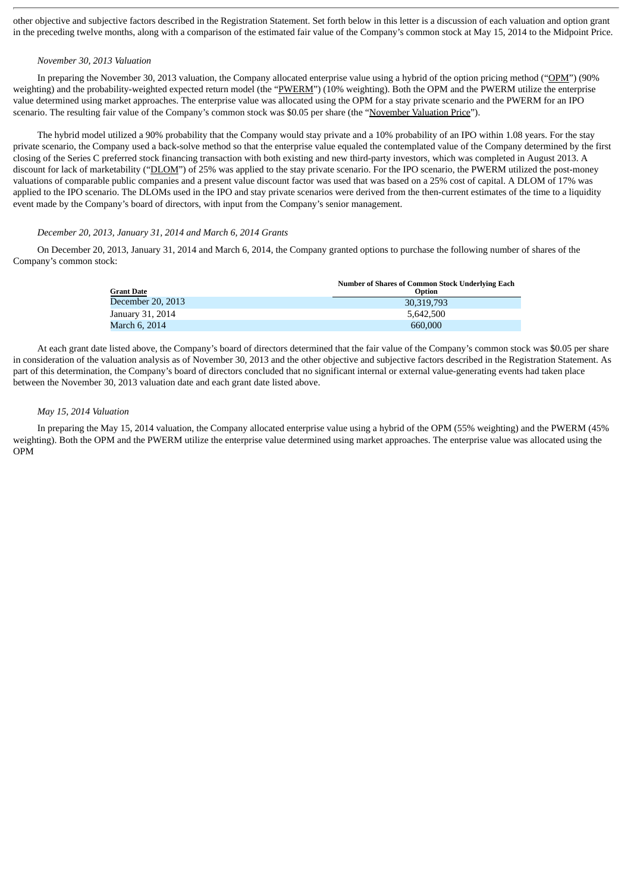other objective and subjective factors described in the Registration Statement. Set forth below in this letter is a discussion of each valuation and option grant in the preceding twelve months, along with a comparison of the estimated fair value of the Company's common stock at May 15, 2014 to the Midpoint Price.

*November 30, 2013 Valuation*

In preparing the November 30, 2013 valuation, the Company allocated enterprise value using a hybrid of the option pricing method ("OPM") (90% weighting) and the probability-weighted expected return model (the "PWERM") (10% weighting). Both the OPM and the PWERM utilize the enterprise value determined using market approaches. The enterprise value was allocated using the OPM for a stay private scenario and the PWERM for an IPO scenario. The resulting fair value of the Company's common stock was $0.05 per share (the "November Valuation Price").

The hybrid model utilized a 90% probability that the Company would stay private and a 10% probability of an IPO within 1.08 years. For the stay private scenario, the Company used a back-solve method so that the enterprise value equaled the contemplated value of the Company determined by the first closing of the Series C preferred stock financing transaction with both existing and new third-party investors, which was completed in August 2013. A discount for lack of marketability ("DLOM") of 25% was applied to the stay private scenario. For the IPO scenario, the PWERM utilized the post-money valuations of comparable public companies and a present value discount factor was used that was based on a 25% cost of capital. A DLOM of 17% was applied to the IPO scenario. The DLOMs used in the IPO and stay private scenarios were derived from the then-current estimates of the time to a liquidity event made by the Company's board of directors, with input from the Company's senior management.

*December 20, 2013, January 31, 2014 and March 6, 2014 Grants*

On December 20, 2013, January 31, 2014 and March 6, 2014, the Company granted options to purchase the following number of shares of the Company's common stock:

| Grant Date | Number of Shares of Common Stock Underlying Each Option |
|---|---|
| December 20, 2013 | 30,319,793 |
| January 31, 2014 | 5,642,500 |
| March 6, 2014 | 660,000 |

At each grant date listed above, the Company's board of directors determined that the fair value of the Company's common stock was $0.05 per share in consideration of the valuation analysis as of November 30, 2013 and the other objective and subjective factors described in the Registration Statement. As part of this determination, the Company's board of directors concluded that no significant internal or external value-generating events had taken place between the November 30, 2013 valuation date and each grant date listed above.

*May 15, 2014 Valuation*

In preparing the May 15, 2014 valuation, the Company allocated enterprise value using a hybrid of the OPM (55% weighting) and the PWERM (45% weighting). Both the OPM and the PWERM utilize the enterprise value determined using market approaches. The enterprise value was allocated using the OPM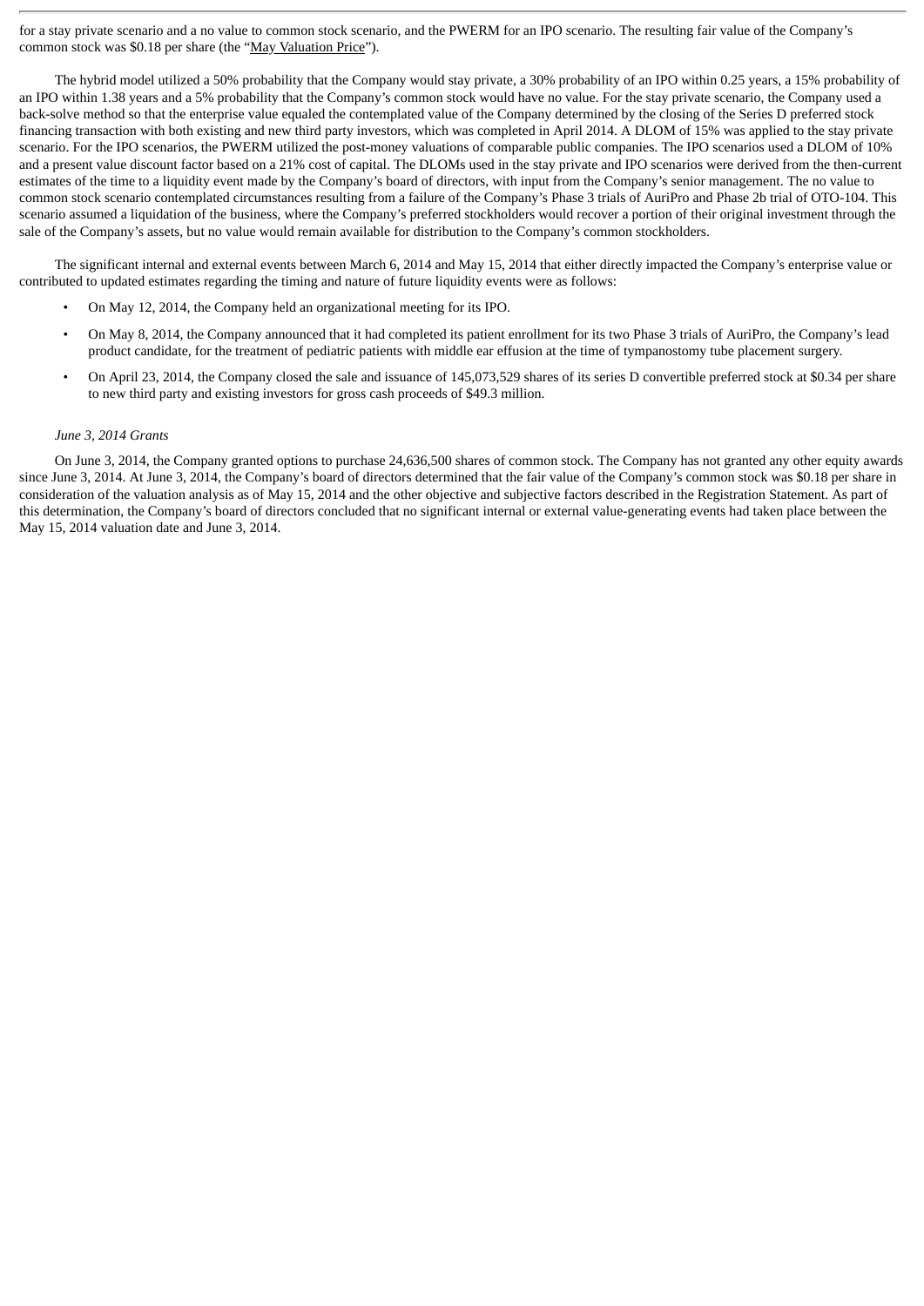for a stay private scenario and a no value to common stock scenario, and the PWERM for an IPO scenario. The resulting fair value of the Company's common stock was $0.18 per share (the "May Valuation Price").

The hybrid model utilized a 50% probability that the Company would stay private, a 30% probability of an IPO within 0.25 years, a 15% probability of an IPO within 1.38 years and a 5% probability that the Company's common stock would have no value. For the stay private scenario, the Company used a back-solve method so that the enterprise value equaled the contemplated value of the Company determined by the closing of the Series D preferred stock financing transaction with both existing and new third party investors, which was completed in April 2014. A DLOM of 15% was applied to the stay private scenario. For the IPO scenarios, the PWERM utilized the post-money valuations of comparable public companies. The IPO scenarios used a DLOM of 10% and a present value discount factor based on a 21% cost of capital. The DLOMs used in the stay private and IPO scenarios were derived from the then-current estimates of the time to a liquidity event made by the Company's board of directors, with input from the Company's senior management. The no value to common stock scenario contemplated circumstances resulting from a failure of the Company's Phase 3 trials of AuriPro and Phase 2b trial of OTO-104. This scenario assumed a liquidation of the business, where the Company's preferred stockholders would recover a portion of their original investment through the sale of the Company's assets, but no value would remain available for distribution to the Company's common stockholders.

The significant internal and external events between March 6, 2014 and May 15, 2014 that either directly impacted the Company's enterprise value or contributed to updated estimates regarding the timing and nature of future liquidity events were as follows:

- On May 12, 2014, the Company held an organizational meeting for its IPO.
- On May 8, 2014, the Company announced that it had completed its patient enrollment for its two Phase 3 trials of AuriPro, the Company's lead product candidate, for the treatment of pediatric patients with middle ear effusion at the time of tympanostomy tube placement surgery.
- On April 23, 2014, the Company closed the sale and issuance of 145,073,529 shares of its series D convertible preferred stock at $0.34 per share to new third party and existing investors for gross cash proceeds of $49.3 million.

*June 3, 2014 Grants*

On June 3, 2014, the Company granted options to purchase 24,636,500 shares of common stock. The Company has not granted any other equity awards since June 3, 2014. At June 3, 2014, the Company's board of directors determined that the fair value of the Company's common stock was $0.18 per share in consideration of the valuation analysis as of May 15, 2014 and the other objective and subjective factors described in the Registration Statement. As part of this determination, the Company's board of directors concluded that no significant internal or external value-generating events had taken place between the May 15, 2014 valuation date and June 3, 2014.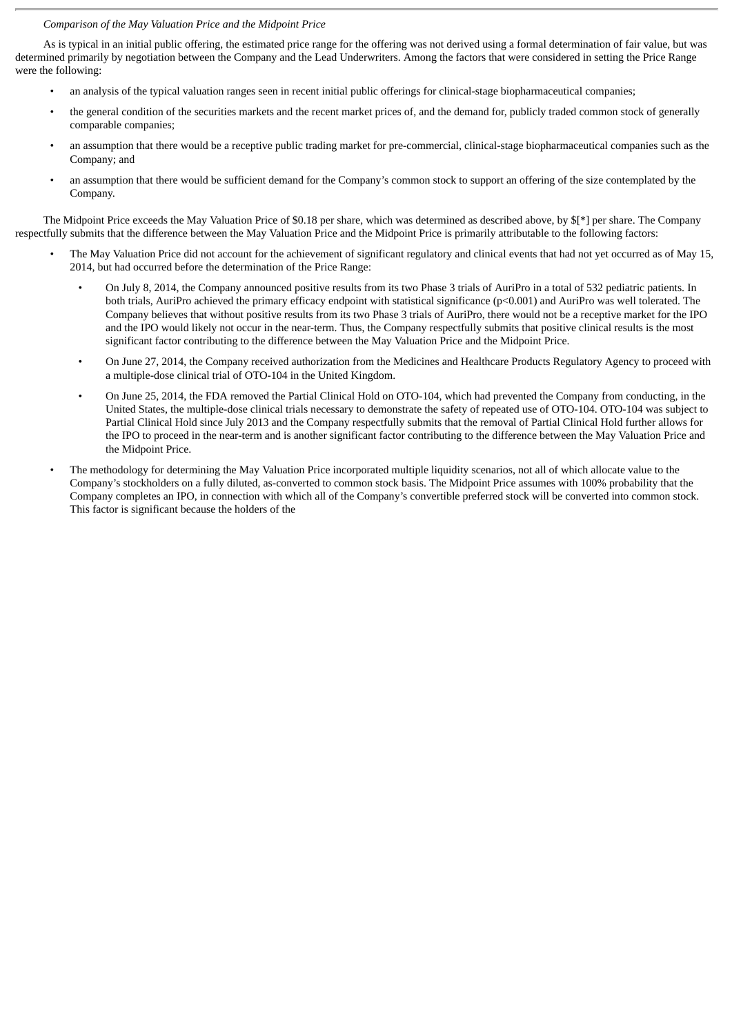*Comparison of the May Valuation Price and the Midpoint Price*

As is typical in an initial public offering, the estimated price range for the offering was not derived using a formal determination of fair value, but was determined primarily by negotiation between the Company and the Lead Underwriters. Among the factors that were considered in setting the Price Range were the following:

- an analysis of the typical valuation ranges seen in recent initial public offerings for clinical-stage biopharmaceutical companies;
- the general condition of the securities markets and the recent market prices of, and the demand for, publicly traded common stock of generally comparable companies;
- an assumption that there would be a receptive public trading market for pre-commercial, clinical-stage biopharmaceutical companies such as the Company; and
- an assumption that there would be sufficient demand for the Company's common stock to support an offering of the size contemplated by the Company.

The Midpoint Price exceeds the May Valuation Price of $0.18 per share, which was determined as described above, by $[*] per share. The Company respectfully submits that the difference between the May Valuation Price and the Midpoint Price is primarily attributable to the following factors:

- The May Valuation Price did not account for the achievement of significant regulatory and clinical events that had not yet occurred as of May 15, 2014, but had occurred before the determination of the Price Range:
  - On July 8, 2014, the Company announced positive results from its two Phase 3 trials of AuriPro in a total of 532 pediatric patients. In both trials, AuriPro achieved the primary efficacy endpoint with statistical significance ($p<0.001$) and AuriPro was well tolerated. The Company believes that without positive results from its two Phase 3 trials of AuriPro, there would not be a receptive market for the IPO and the IPO would likely not occur in the near-term. Thus, the Company respectfully submits that positive clinical results is the most significant factor contributing to the difference between the May Valuation Price and the Midpoint Price.
  - On June 27, 2014, the Company received authorization from the Medicines and Healthcare Products Regulatory Agency to proceed with a multiple-dose clinical trial of OTO-104 in the United Kingdom.
  - On June 25, 2014, the FDA removed the Partial Clinical Hold on OTO-104, which had prevented the Company from conducting, in the United States, the multiple-dose clinical trials necessary to demonstrate the safety of repeated use of OTO-104. OTO-104 was subject to Partial Clinical Hold since July 2013 and the Company respectfully submits that the removal of Partial Clinical Hold further allows for the IPO to proceed in the near-term and is another significant factor contributing to the difference between the May Valuation Price and the Midpoint Price.
- The methodology for determining the May Valuation Price incorporated multiple liquidity scenarios, not all of which allocate value to the Company's stockholders on a fully diluted, as-converted to common stock basis. The Midpoint Price assumes with 100% probability that the Company completes an IPO, in connection with which all of the Company's convertible preferred stock will be converted into common stock. This factor is significant because the holders of the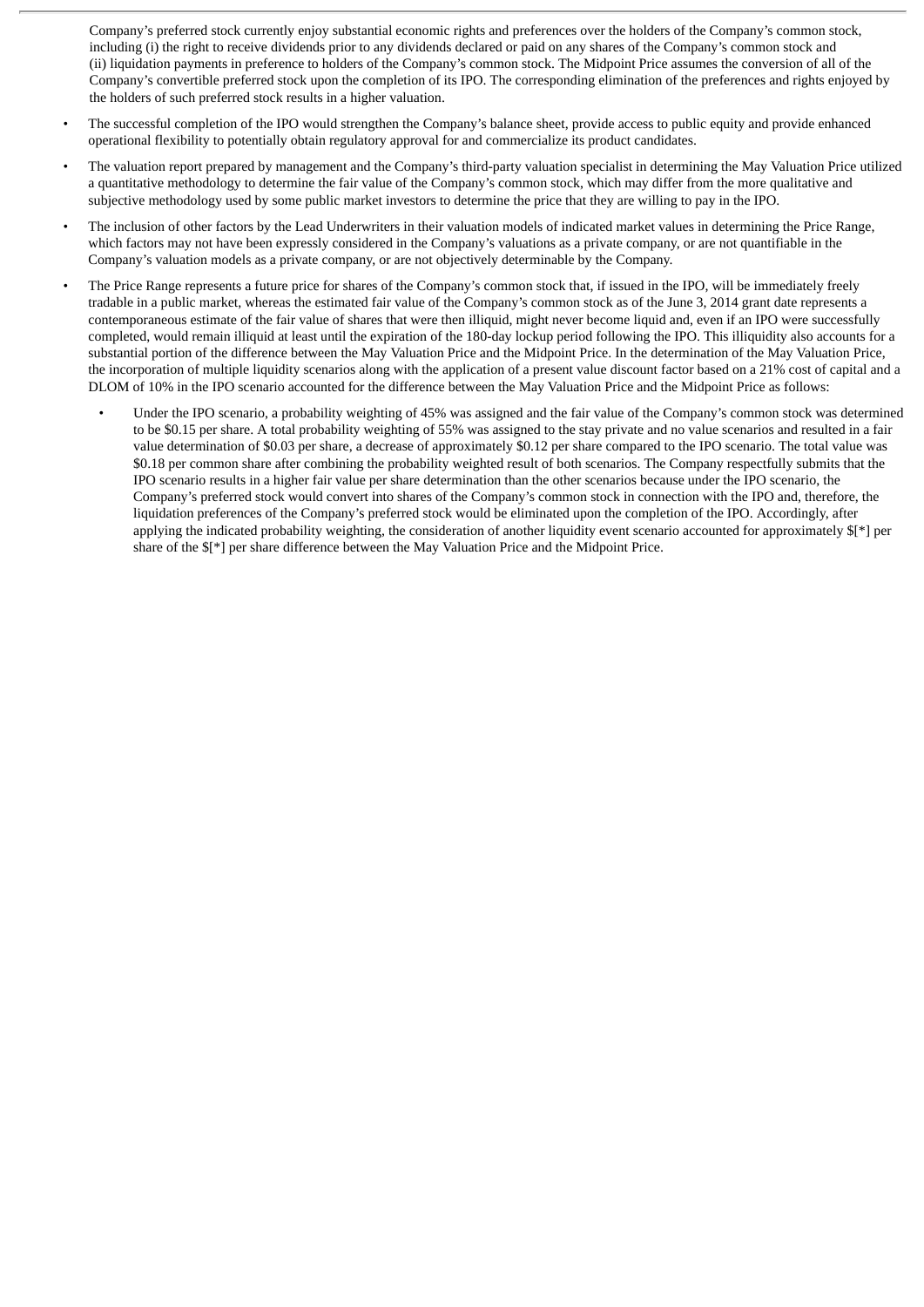Company's preferred stock currently enjoy substantial economic rights and preferences over the holders of the Company's common stock, including (i) the right to receive dividends prior to any dividends declared or paid on any shares of the Company's common stock and (ii) liquidation payments in preference to holders of the Company's common stock. The Midpoint Price assumes the conversion of all of the Company's convertible preferred stock upon the completion of its IPO. The corresponding elimination of the preferences and rights enjoyed by the holders of such preferred stock results in a higher valuation.

- The successful completion of the IPO would strengthen the Company's balance sheet, provide access to public equity and provide enhanced operational flexibility to potentially obtain regulatory approval for and commercialize its product candidates.
- The valuation report prepared by management and the Company's third-party valuation specialist in determining the May Valuation Price utilized a quantitative methodology to determine the fair value of the Company's common stock, which may differ from the more qualitative and subjective methodology used by some public market investors to determine the price that they are willing to pay in the IPO.
- The inclusion of other factors by the Lead Underwriters in their valuation models of indicated market values in determining the Price Range, which factors may not have been expressly considered in the Company's valuations as a private company, or are not quantifiable in the Company's valuation models as a private company, or are not objectively determinable by the Company.
- The Price Range represents a future price for shares of the Company's common stock that, if issued in the IPO, will be immediately freely tradable in a public market, whereas the estimated fair value of the Company's common stock as of the June 3, 2014 grant date represents a contemporaneous estimate of the fair value of shares that were then illiquid, might never become liquid and, even if an IPO were successfully completed, would remain illiquid at least until the expiration of the 180-day lockup period following the IPO. This illiquidity also accounts for a substantial portion of the difference between the May Valuation Price and the Midpoint Price. In the determination of the May Valuation Price, the incorporation of multiple liquidity scenarios along with the application of a present value discount factor based on a 21% cost of capital and a DLOM of 10% in the IPO scenario accounted for the difference between the May Valuation Price and the Midpoint Price as follows:
  - Under the IPO scenario, a probability weighting of 45% was assigned and the fair value of the Company's common stock was determined to be $0.15 per share. A total probability weighting of 55% was assigned to the stay private and no value scenarios and resulted in a fair value determination of $0.03 per share, a decrease of approximately $0.12 per share compared to the IPO scenario. The total value was $0.18 per common share after combining the probability weighted result of both scenarios. The Company respectfully submits that the IPO scenario results in a higher fair value per share determination than the other scenarios because under the IPO scenario, the Company's preferred stock would convert into shares of the Company's common stock in connection with the IPO and, therefore, the liquidation preferences of the Company's preferred stock would be eliminated upon the completion of the IPO. Accordingly, after applying the indicated probability weighting, the consideration of another liquidity event scenario accounted for approximately $[*] per share of the $[*] per share difference between the May Valuation Price and the Midpoint Price.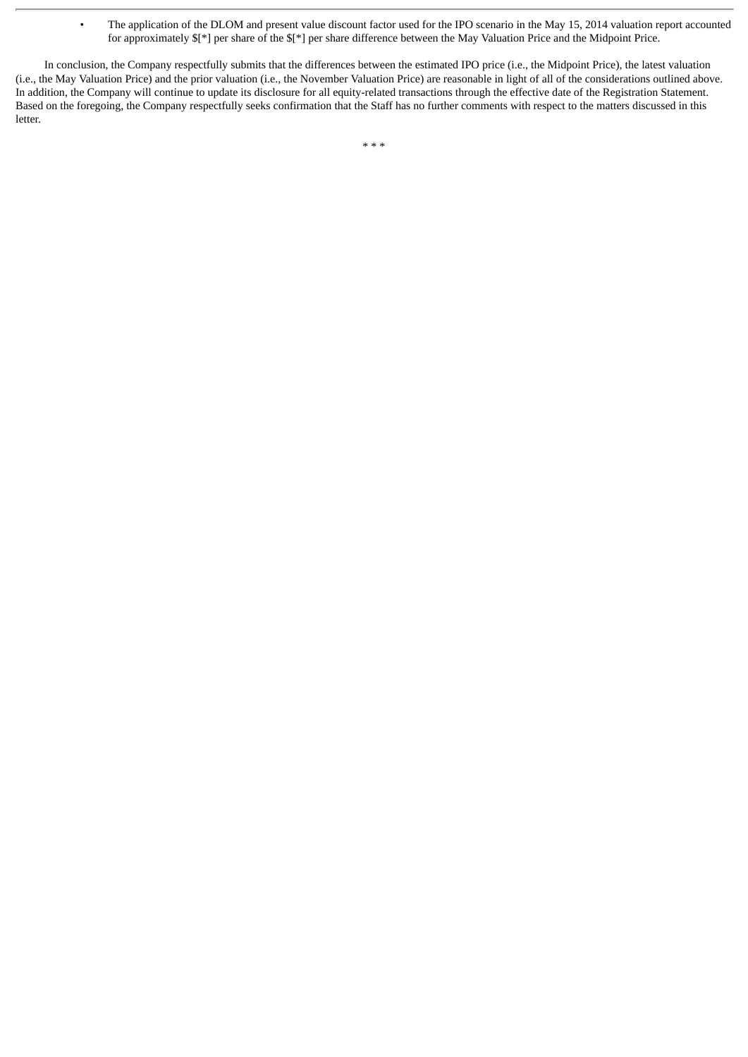- The application of the DLOM and present value discount factor used for the IPO scenario in the May 15, 2014 valuation report accounted for approximately $[*] per share of the $[*] per share difference between the May Valuation Price and the Midpoint Price.

In conclusion, the Company respectfully submits that the differences between the estimated IPO price (i.e., the Midpoint Price), the latest valuation (i.e., the May Valuation Price) and the prior valuation (i.e., the November Valuation Price) are reasonable in light of all of the considerations outlined above. In addition, the Company will continue to update its disclosure for all equity-related transactions through the effective date of the Registration Statement. Based on the foregoing, the Company respectfully seeks confirmation that the Staff has no further comments with respect to the matters discussed in this letter.

\* \* \*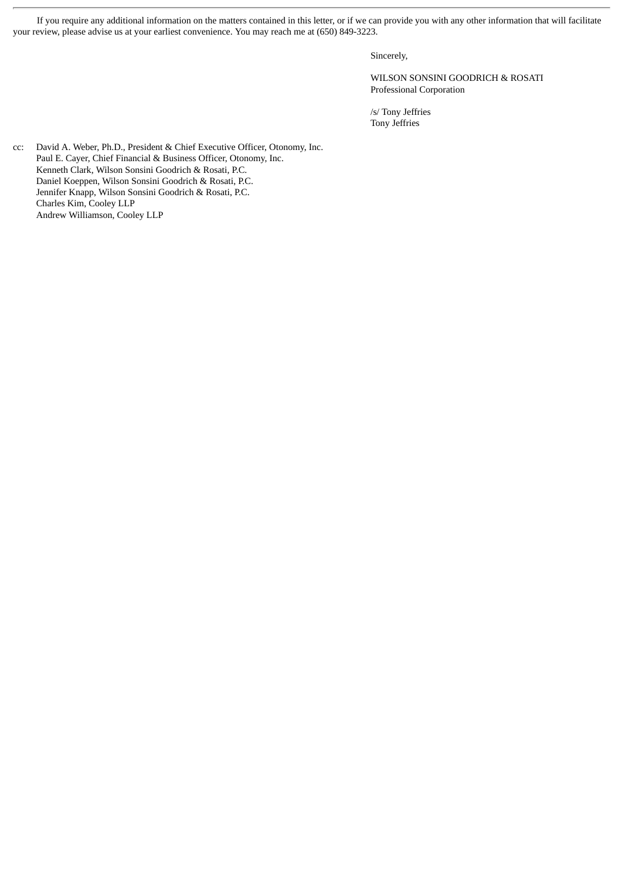If you require any additional information on the matters contained in this letter, or if we can provide you with any other information that will facilitate your review, please advise us at your earliest convenience. You may reach me at (650) 849-3223.

Sincerely,

WILSON SONSINI GOODRICH & ROSATI
Professional Corporation

/s/ Tony Jeffries
Tony Jeffries

cc: David A. Weber, Ph.D., President & Chief Executive Officer, Otonomy, Inc.
Paul E. Cayer, Chief Financial & Business Officer, Otonomy, Inc.
Kenneth Clark, Wilson Sonsini Goodrich & Rosati, P.C.
Daniel Koeppen, Wilson Sonsini Goodrich & Rosati, P.C.
Jennifer Knapp, Wilson Sonsini Goodrich & Rosati, P.C.
Charles Kim, Cooley LLP
Andrew Williamson, Cooley LLP